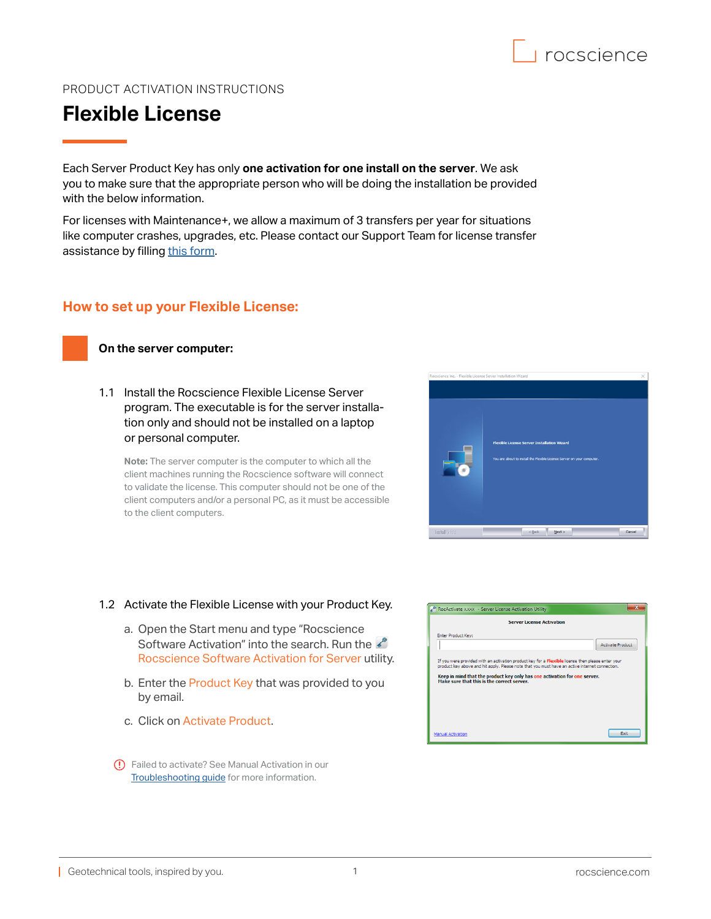PRODUCT ACTIVATION INSTRUCTIONS

# Flexible License

Each Server Product Key has only **one activation for one install on the server**. We ask you to make sure that the appropriate person who will be doing the installation be provided with the below information.

For licenses with Maintenance+, we allow a maximum of 3 transfers per year for situations like computer crashes, upgrades, etc. Please contact our Support Team for license transfer assistance by filling this form.

## How to set up your Flexible License:

### On the server computer:

1.1 Install the Rocscience Flexible License Server program. The executable is for the server installation only and should not be installed on a laptop or personal computer.

**Note:** The server computer is the computer to which all the client machines running the Rocscience software will connect to validate the license. This computer should not be one of the client computers and/or a personal PC, as it must be accessible to the client computers.

1.2 Activate the Flexible License with your Product Key.

a. Open the Start menu and type "Rocscience Software Activation" into the search. Run the Rocscience Software Activation for Server utility.

b. Enter the Product Key that was provided to you by email.

c. Click on Activate Product.

Failed to activate? See Manual Activation in our Troubleshooting guide for more information.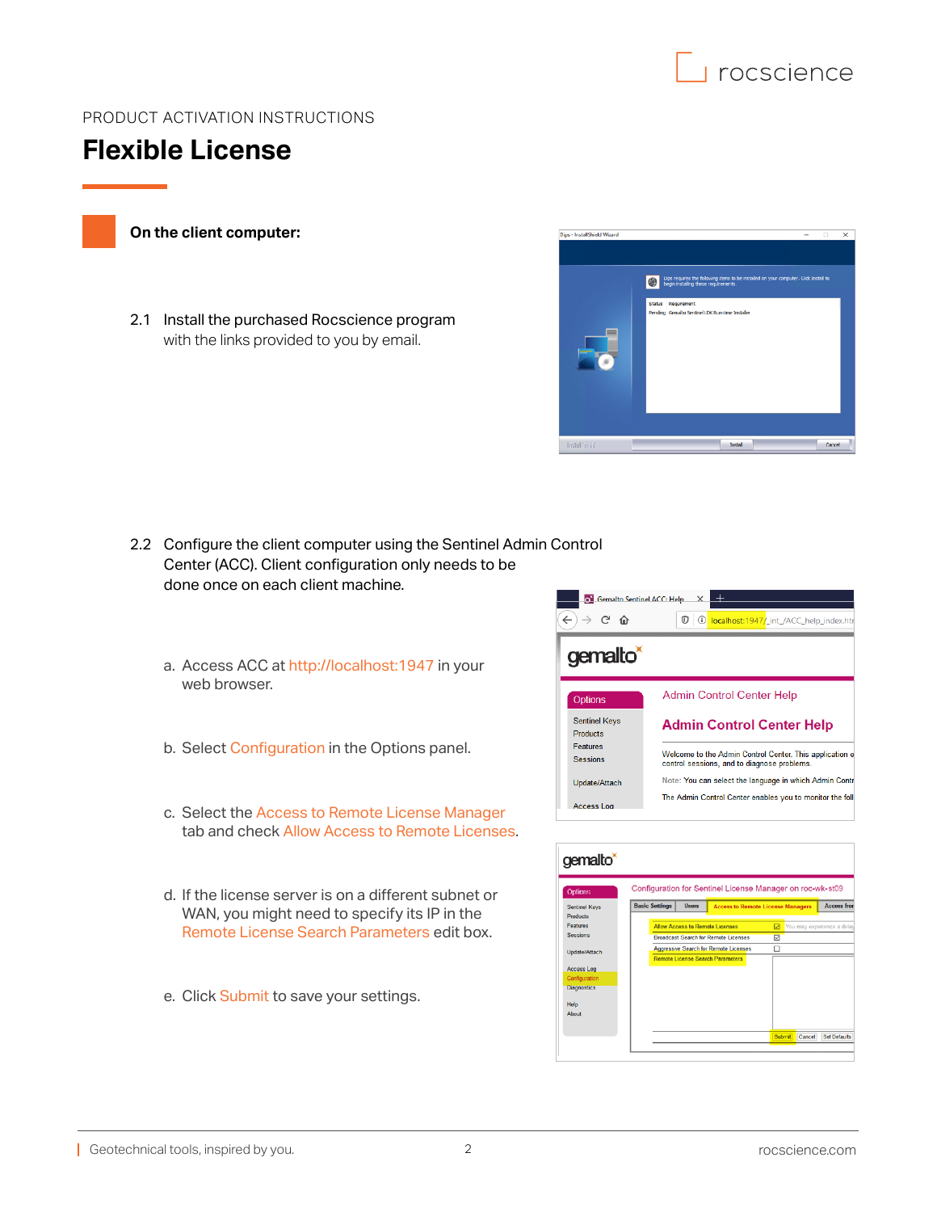PRODUCT ACTIVATION INSTRUCTIONS

# Flexible License

## On the client computer:

2.1 Install the purchased Rocscience program with the links provided to you by email.

2.2 Configure the client computer using the Sentinel Admin Control Center (ACC). Client configuration only needs to be done once on each client machine.

a. Access ACC at http://localhost:1947 in your web browser.

b. Select Configuration in the Options panel.

c. Select the Access to Remote License Manager tab and check Allow Access to Remote Licenses.

d. If the license server is on a different subnet or WAN, you might need to specify its IP in the Remote License Search Parameters edit box.

e. Click Submit to save your settings.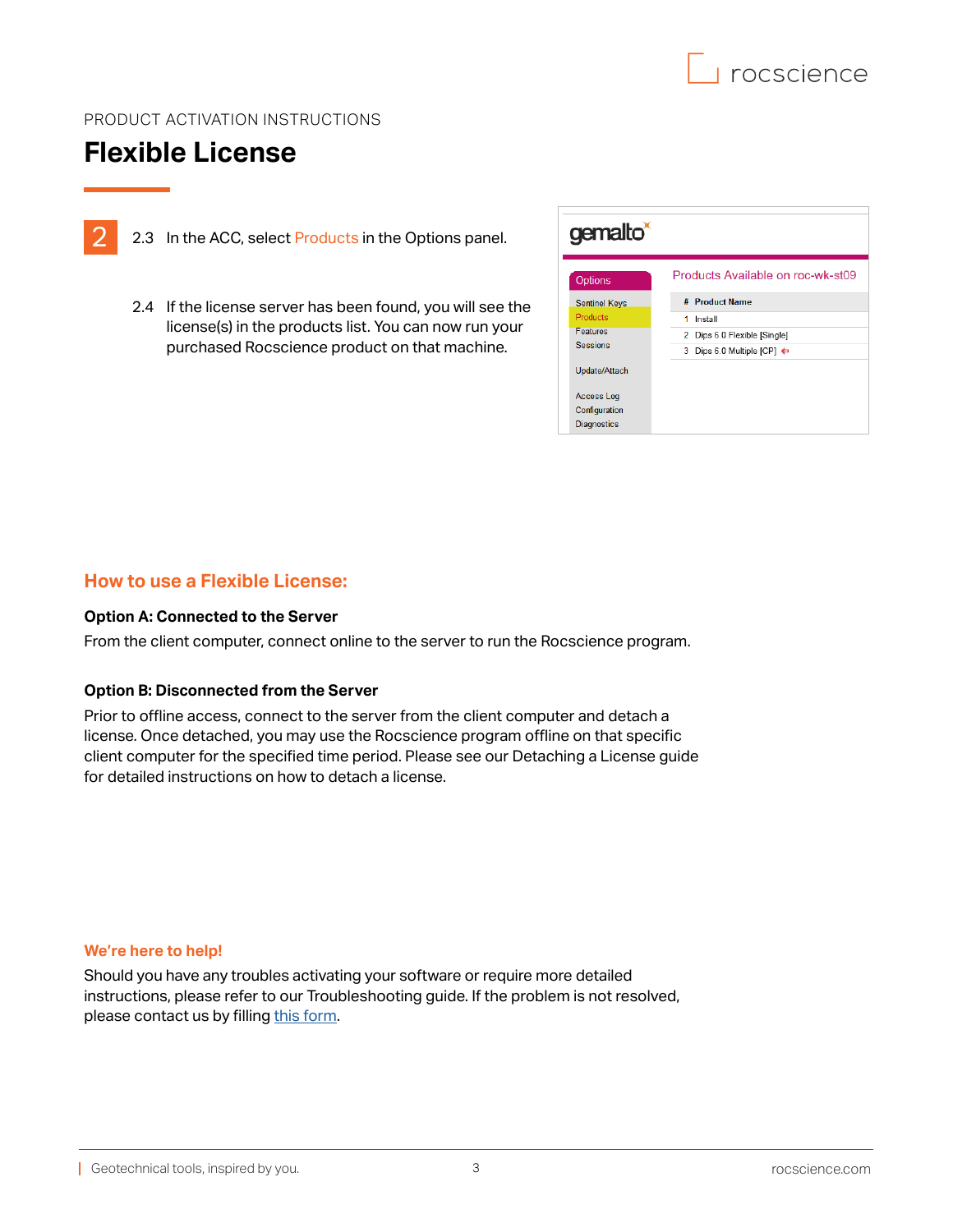PRODUCT ACTIVATION INSTRUCTIONS

# Flexible License

2

2.3 In the ACC, select Products in the Options panel.

2.4 If the license server has been found, you will see the license(s) in the products list. You can now run your purchased Rocscience product on that machine.

gemalto

Options

Sentinel Keys
Products
Features
Sessions

Update/Attach

Access Log
Configuration
Diagnostics

Products Available on roc-wk-st09

| # | Product Name |
|---|---|
| 1 | Install |
| 2 | Dips 6.0 Flexible [Single] |
| 3 | Dips 6.0 Multiple [CP] |

## How to use a Flexible License:

**Option A: Connected to the Server**

From the client computer, connect online to the server to run the Rocscience program.

**Option B: Disconnected from the Server**

Prior to offline access, connect to the server from the client computer and detach a license. Once detached, you may use the Rocscience program offline on that specific client computer for the specified time period. Please see our Detaching a License guide for detailed instructions on how to detach a license.

**We're here to help!**

Should you have any troubles activating your software or require more detailed instructions, please refer to our Troubleshooting guide. If the problem is not resolved, please contact us by filling this form.